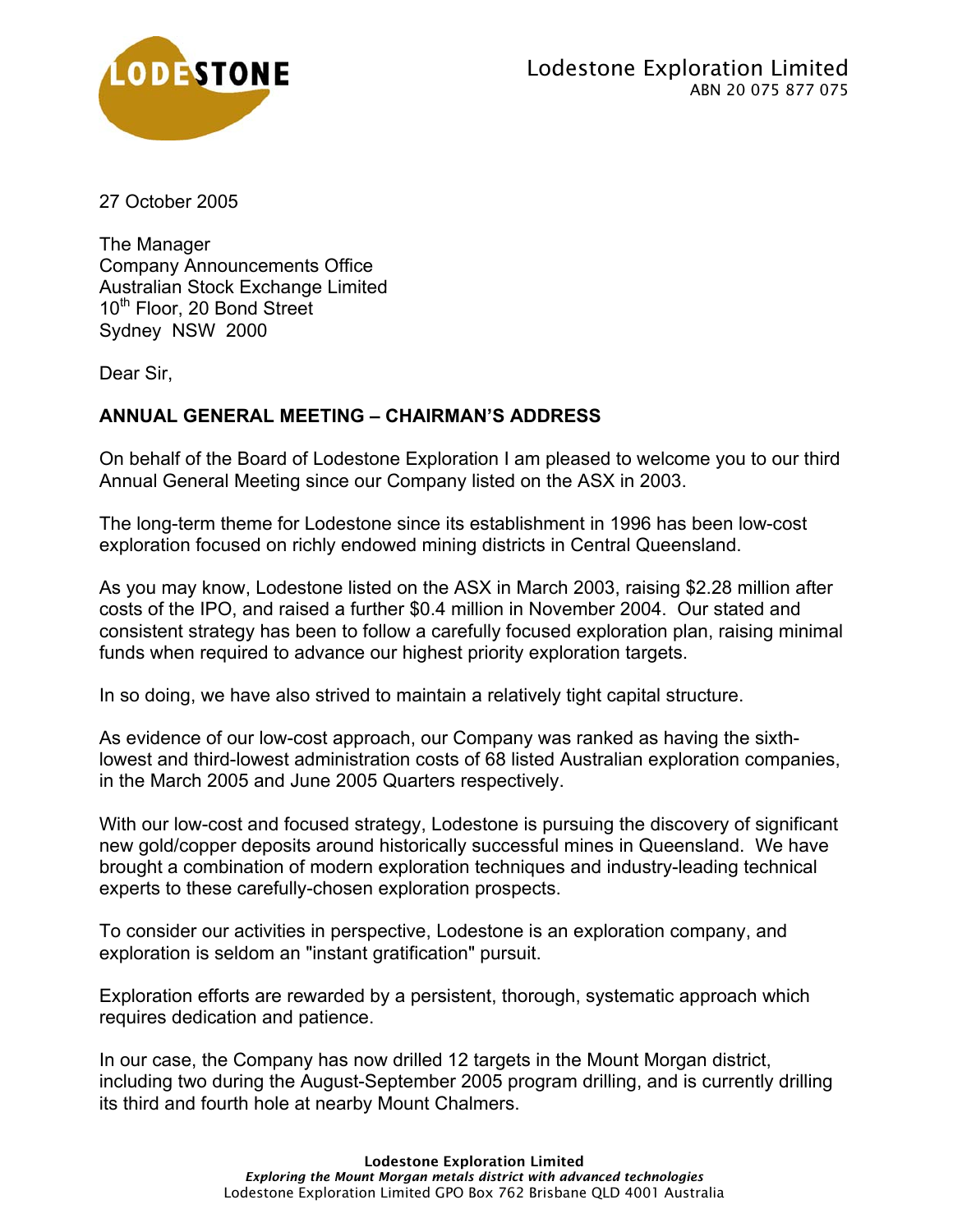Lodestone Exploration Limited
ABN 20 075 877 075

27 October 2005

The Manager
Company Announcements Office
Australian Stock Exchange Limited
10th Floor, 20 Bond Street
Sydney NSW 2000

Dear Sir,

**ANNUAL GENERAL MEETING – CHAIRMAN'S ADDRESS**

On behalf of the Board of Lodestone Exploration I am pleased to welcome you to our third Annual General Meeting since our Company listed on the ASX in 2003.

The long-term theme for Lodestone since its establishment in 1996 has been low-cost exploration focused on richly endowed mining districts in Central Queensland.

As you may know, Lodestone listed on the ASX in March 2003, raising $2.28 million after costs of the IPO, and raised a further $0.4 million in November 2004. Our stated and consistent strategy has been to follow a carefully focused exploration plan, raising minimal funds when required to advance our highest priority exploration targets.

In so doing, we have also strived to maintain a relatively tight capital structure.

As evidence of our low-cost approach, our Company was ranked as having the sixth-lowest and third-lowest administration costs of 68 listed Australian exploration companies, in the March 2005 and June 2005 Quarters respectively.

With our low-cost and focused strategy, Lodestone is pursuing the discovery of significant new gold/copper deposits around historically successful mines in Queensland. We have brought a combination of modern exploration techniques and industry-leading technical experts to these carefully-chosen exploration prospects.

To consider our activities in perspective, Lodestone is an exploration company, and exploration is seldom an "instant gratification" pursuit.

Exploration efforts are rewarded by a persistent, thorough, systematic approach which requires dedication and patience.

In our case, the Company has now drilled 12 targets in the Mount Morgan district, including two during the August-September 2005 program drilling, and is currently drilling its third and fourth hole at nearby Mount Chalmers.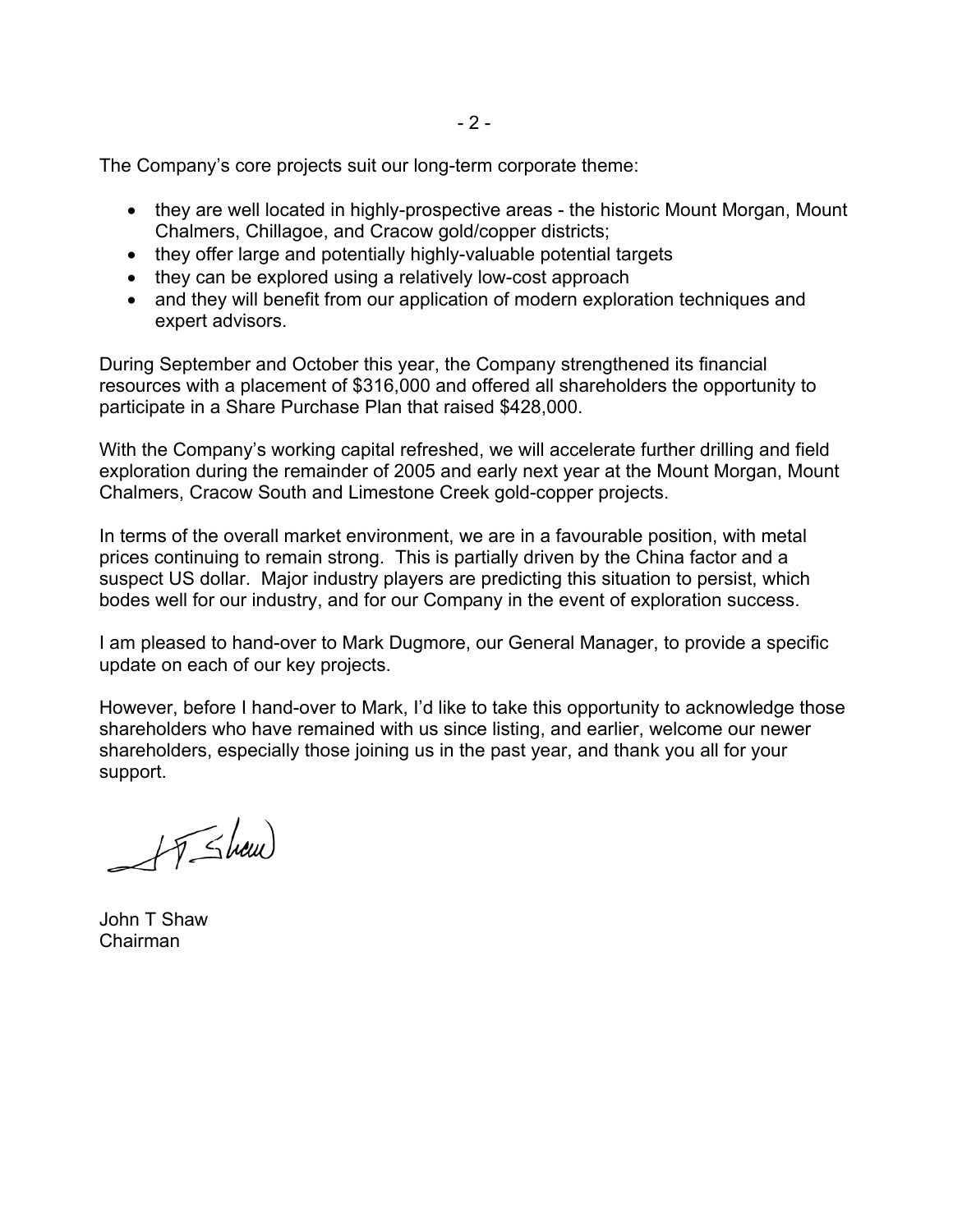The Company's core projects suit our long-term corporate theme:

- they are well located in highly-prospective areas - the historic Mount Morgan, Mount Chalmers, Chillagoe, and Cracow gold/copper districts;
- they offer large and potentially highly-valuable potential targets
- they can be explored using a relatively low-cost approach
- and they will benefit from our application of modern exploration techniques and expert advisors.

During September and October this year, the Company strengthened its financial resources with a placement of $316,000 and offered all shareholders the opportunity to participate in a Share Purchase Plan that raised $428,000.

With the Company's working capital refreshed, we will accelerate further drilling and field exploration during the remainder of 2005 and early next year at the Mount Morgan, Mount Chalmers, Cracow South and Limestone Creek gold-copper projects.

In terms of the overall market environment, we are in a favourable position, with metal prices continuing to remain strong. This is partially driven by the China factor and a suspect US dollar. Major industry players are predicting this situation to persist, which bodes well for our industry, and for our Company in the event of exploration success.

I am pleased to hand-over to Mark Dugmore, our General Manager, to provide a specific update on each of our key projects.

However, before I hand-over to Mark, I'd like to take this opportunity to acknowledge those shareholders who have remained with us since listing, and earlier, welcome our newer shareholders, especially those joining us in the past year, and thank you all for your support.

John T Shaw
Chairman